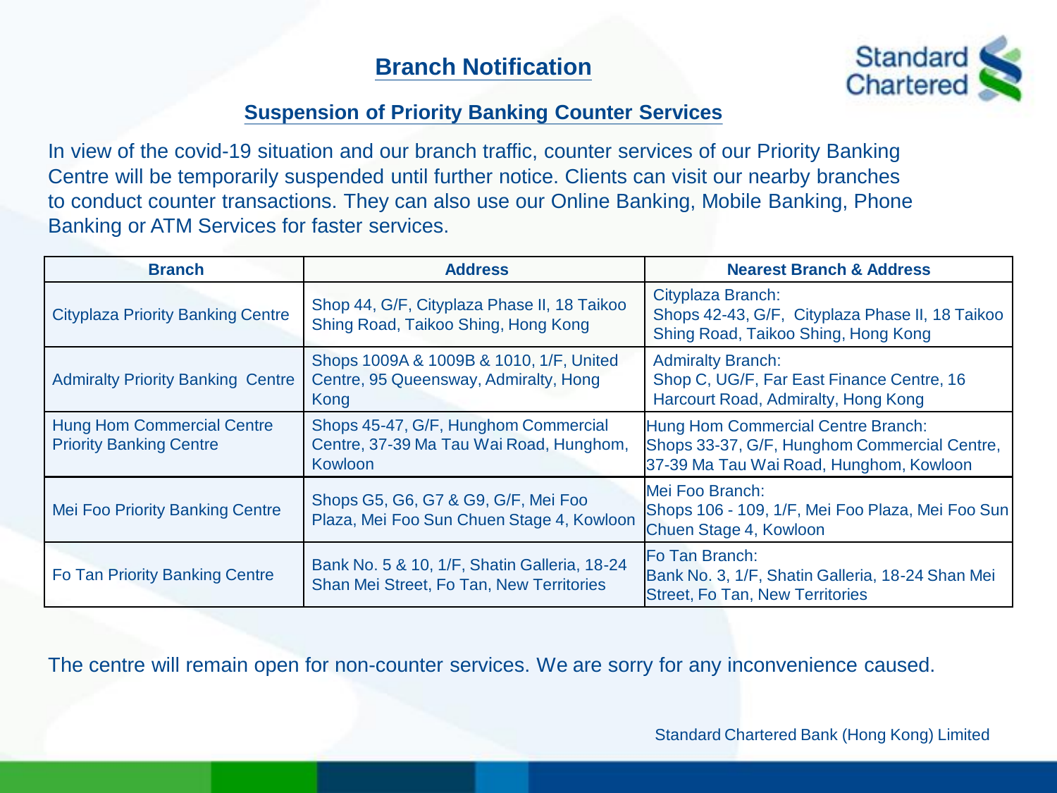# Branch Notification

## Suspension of Priority Banking Counter Services

In view of the covid-19 situation and our branch traffic, counter services of our Priority Banking Centre will be temporarily suspended until further notice. Clients can visit our nearby branches to conduct counter transactions. They can also use our Online Banking, Mobile Banking, Phone Banking or ATM Services for faster services.

| Branch | Address | Nearest Branch & Address |
|---|---|---|
| Cityplaza Priority Banking Centre | Shop 44, G/F, Cityplaza Phase II, 18 Taikoo Shing Road, Taikoo Shing, Hong Kong | Cityplaza Branch: Shops 42-43, G/F, Cityplaza Phase II, 18 Taikoo Shing Road, Taikoo Shing, Hong Kong |
| Admiralty Priority Banking Centre | Shops 1009A & 1009B & 1010, 1/F, United Centre, 95 Queensway, Admiralty, Hong Kong | Admiralty Branch: Shop C, UG/F, Far East Finance Centre, 16 Harcourt Road, Admiralty, Hong Kong |
| Hung Hom Commercial Centre Priority Banking Centre | Shops 45-47, G/F, Hunghom Commercial Centre, 37-39 Ma Tau Wai Road, Hunghom, Kowloon | Hung Hom Commercial Centre Branch: Shops 33-37, G/F, Hunghom Commercial Centre, 37-39 Ma Tau Wai Road, Hunghom, Kowloon |
| Mei Foo Priority Banking Centre | Shops G5, G6, G7 & G9, G/F, Mei Foo Plaza, Mei Foo Sun Chuen Stage 4, Kowloon | Mei Foo Branch: Shops 106 - 109, 1/F, Mei Foo Plaza, Mei Foo Sun Chuen Stage 4, Kowloon |
| Fo Tan Priority Banking Centre | Bank No. 5 & 10, 1/F, Shatin Galleria, 18-24 Shan Mei Street, Fo Tan, New Territories | Fo Tan Branch: Bank No. 3, 1/F, Shatin Galleria, 18-24 Shan Mei Street, Fo Tan, New Territories |

The centre will remain open for non-counter services. We are sorry for any inconvenience caused.

Standard Chartered Bank (Hong Kong) Limited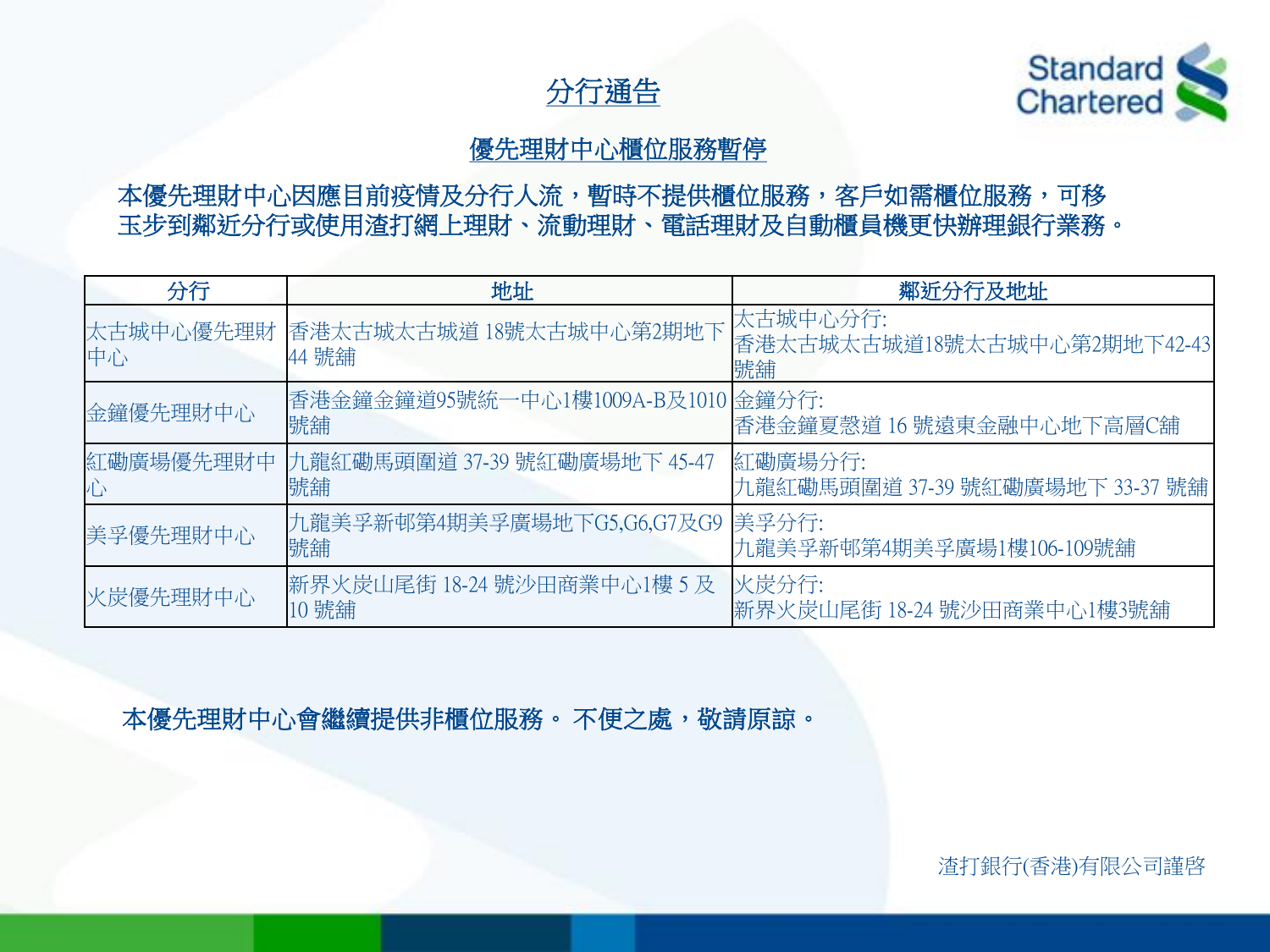# 分行通告

## 優先理財中心櫃位服務暫停

**本優先理財中心因應目前疫情及分行人流，暫時不提供櫃位服務，客戶如需櫃位服務，可移玉步到鄰近分行或使用渣打網上理財、流動理財、電話理財及自動櫃員機更快辦理銀行業務。**

| 分行 | 地址 | 鄰近分行及地址 |
|---|---|---|
| 太古城中心優先理財中心 | 香港太古城太古城道 18號太古城中心第2期地下44 號舖 | 太古城中心分行:<br>香港太古城太古城道18號太古城中心第2期地下42-43號舖 |
| 金鐘優先理財中心 | 香港金鐘金鐘道95號統一中心1樓1009A-B及1010號舖 | 金鐘分行:<br>香港金鐘夏慤道 16 號遠東金融中心地下高層C舖 |
| 紅磡廣場優先理財中心 | 九龍紅磡馬頭圍道 37-39 號紅磡廣場地下 45-47號舖 | 紅磡廣場分行:<br>九龍紅磡馬頭圍道 37-39 號紅磡廣場地下 33-37 號舖 |
| 美孚優先理財中心 | 九龍美孚新邨第4期美孚廣場地下G5,G6,G7及G9號舖 | 美孚分行:<br>九龍美孚新邨第4期美孚廣場1樓106-109號舖 |
| 火炭優先理財中心 | 新界火炭山尾街 18-24 號沙田商業中心1樓 5 及 10 號舖 | 火炭分行:<br>新界火炭山尾街 18-24 號沙田商業中心1樓3號舖 |

**本優先理財中心會繼續提供非櫃位服務。 不便之處，敬請原諒。**

渣打銀行(香港)有限公司謹啓